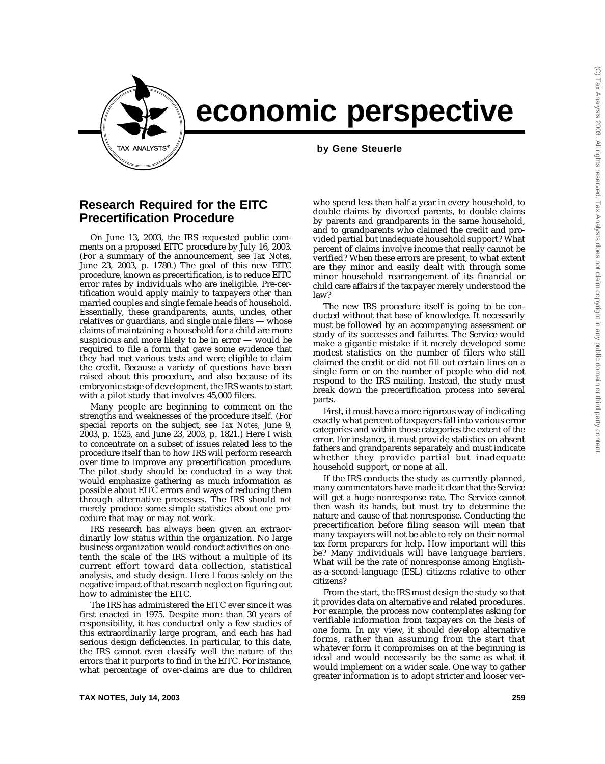# economic perspective

**by Gene Steuerle**

## Research Required for the EITC Precertification Procedure

On June 13, 2003, the IRS requested public comments on a proposed EITC procedure by July 16, 2003. (For a summary of the announcement, see *Tax Notes,* June 23, 2003, p. 1780.) The goal of this new EITC procedure, known as precertification, is to reduce EITC error rates by individuals who are ineligible. Pre-certification would apply mainly to taxpayers *other* than married couples and single female heads of household. Essentially, these grandparents, aunts, uncles, other relatives or guardians, and single male filers — whose claims of maintaining a household for a child are more suspicious and more likely to be in error — would be required to file a form that gave some evidence that they had met various tests and were eligible to claim the credit. Because a variety of questions have been raised about this procedure, and also because of its embryonic stage of development, the IRS wants to start with a pilot study that involves 45,000 filers.

Many people are beginning to comment on the strengths and weaknesses of the procedure itself. (For special reports on the subject, see *Tax Notes,* June 9, 2003, p. 1525, and June 23, 2003, p. 1821.) Here I wish to concentrate on a subset of issues related less to the procedure itself than to how IRS will perform research over time to improve any precertification procedure. The pilot study should be conducted in a way that would emphasize gathering as much information as possible about EITC errors and ways of reducing them through alternative processes. The IRS should *not* merely produce some simple statistics about *one* procedure that may or may not work.

IRS research has always been given an extraordinarily low status within the organization. No large business organization would conduct activities on one-tenth the scale of the IRS without a multiple of its current effort toward data collection, statistical analysis, and study design. Here I focus solely on the negative impact of that research neglect on figuring out how to administer the EITC.

The IRS has administered the EITC ever since it was first enacted in 1975. Despite more than 30 years of responsibility, it has conducted only a few studies of this extraordinarily large program, and each has had serious design deficiencies. In particular, to this date, the IRS cannot even classify well the nature of the errors that it purports to find in the EITC. For instance, what percentage of over-claims are due to children who spend less than half a year in every household, to double claims by divorced parents, to double claims by parents and grandparents in the same household, and to grandparents who claimed the credit and provided partial but inadequate household support? What percent of claims involve income that really cannot be verified? When these errors are present, to what extent are they minor and easily dealt with through some minor household rearrangement of its financial or child care affairs if the taxpayer merely understood the law?

The new IRS procedure itself is going to be conducted without that base of knowledge. It necessarily must be followed by an accompanying assessment or study of its successes and failures. The Service would make a gigantic mistake if it merely developed some modest statistics on the number of filers who still claimed the credit or did not fill out certain lines on a single form or on the number of people who did not respond to the IRS mailing. Instead, the study must break down the precertification process into several parts.

First, it must have a more rigorous way of indicating exactly what percent of taxpayers fall into various error categories and within those categories the extent of the error. For instance, it must provide statistics on absent fathers and grandparents separately and must indicate whether they provide partial but inadequate household support, or none at all.

If the IRS conducts the study as currently planned, many commentators have made it clear that the Service will get a huge nonresponse rate. The Service cannot then wash its hands, but must try to determine the nature and cause of that nonresponse. Conducting the precertification before filing season will mean that many taxpayers will not be able to rely on their normal tax form preparers for help. How important will this be? Many individuals will have language barriers. What will be the rate of nonresponse among English-as-a-second-language (ESL) citizens relative to other citizens?

From the start, the IRS must design the study so that it provides data on alternative and related procedures. For example, the process now contemplates asking for verifiable information from taxpayers on the basis of one form. In my view, it should develop alternative forms, rather than assuming from the start that whatever form it compromises on at the beginning is ideal and would necessarily be the same as what it would implement on a wider scale. One way to gather greater information is to adopt stricter and looser ver-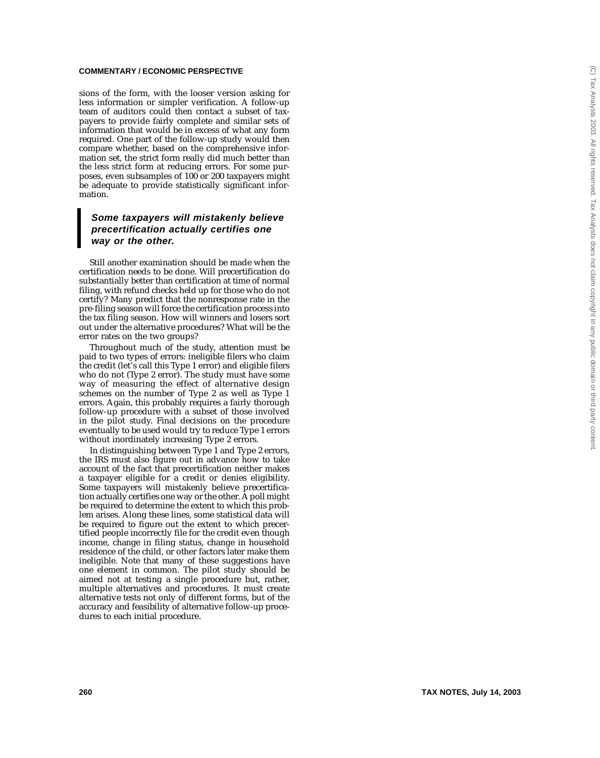sions of the form, with the looser version asking for less information or simpler verification. A follow-up team of auditors could then contact a subset of taxpayers to provide fairly complete and similar sets of information that would be in excess of what any form required. One part of the follow-up study would then compare whether, based on the comprehensive information set, the strict form really did much better than the less strict form at reducing errors. For some purposes, even subsamples of 100 or 200 taxpayers might be adequate to provide statistically significant information.

> ***Some taxpayers will mistakenly believe precertification actually certifies one way or the other.***

Still another examination should be made when the certification needs to be done. Will precertification do substantially better than certification at time of normal filing, with refund checks held up for those who do not certify? Many predict that the nonresponse rate in the pre-filing season will force the certification process into the tax filing season. How will winners and losers sort out under the alternative procedures? What will be the error rates on the two groups?

Throughout much of the study, attention must be paid to two types of errors: ineligible filers who claim the credit (let's call this Type 1 error) and eligible filers who do not (Type 2 error). The study must have some way of measuring the effect of alternative design schemes on the number of Type 2 as well as Type 1 errors. Again, this probably requires a fairly thorough follow-up procedure with a subset of those involved in the pilot study. Final decisions on the procedure eventually to be used would try to reduce Type 1 errors without inordinately increasing Type 2 errors.

In distinguishing between Type 1 and Type 2 errors, the IRS must also figure out in advance how to take account of the fact that precertification neither makes a taxpayer eligible for a credit or denies eligibility. Some taxpayers will mistakenly believe precertification actually certifies one way or the other. A poll might be required to determine the extent to which this problem arises. Along these lines, some statistical data will be required to figure out the extent to which precertified people incorrectly file for the credit even though income, change in filing status, change in household residence of the child, or other factors later make them ineligible. Note that many of these suggestions have one element in common. The pilot study should be aimed not at testing a single procedure but, rather, multiple alternatives and procedures. It must create alternative tests not only of different forms, but of the accuracy and feasibility of alternative follow-up procedures to each initial procedure.